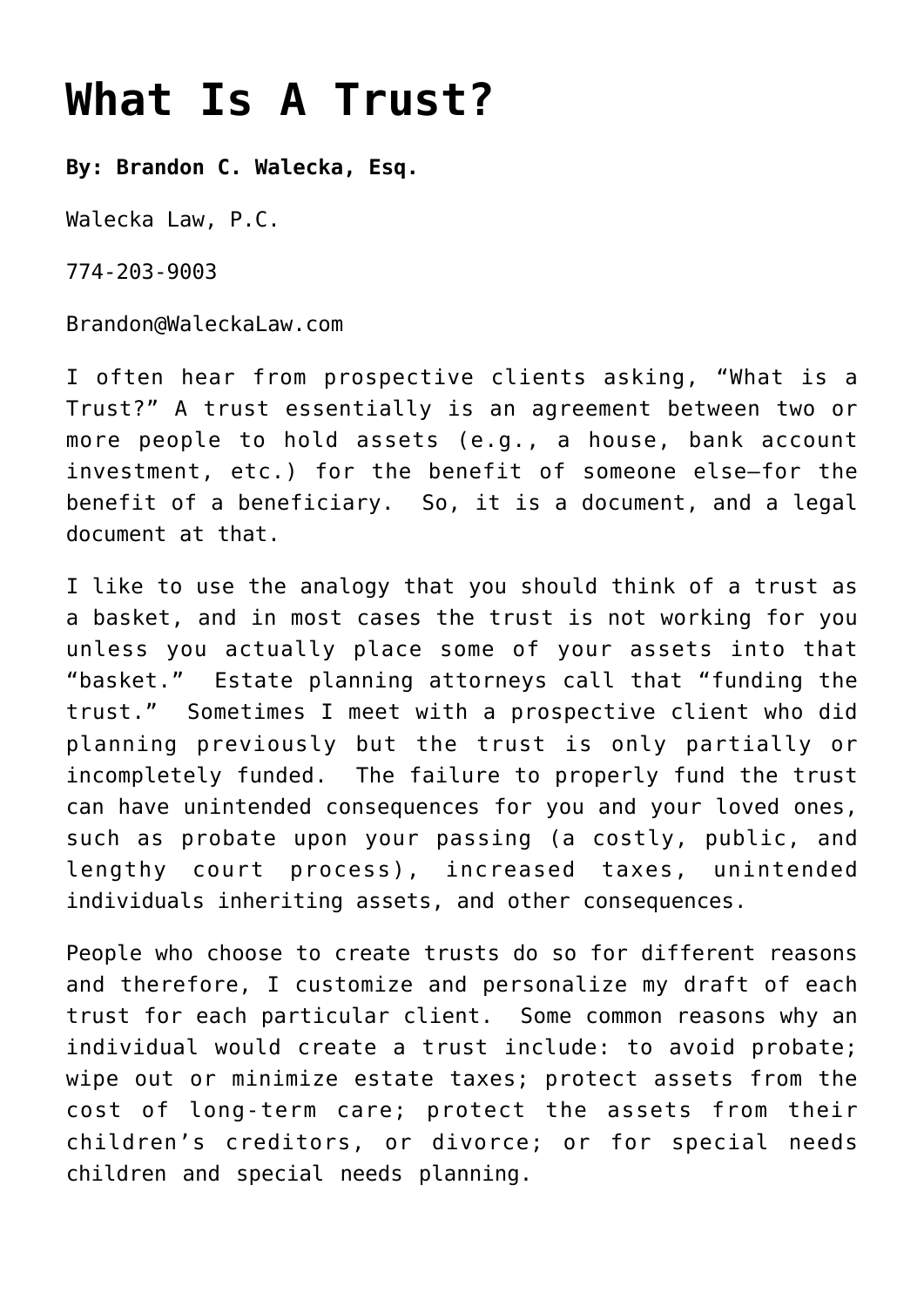# What Is A Trust?

**By: Brandon C. Walecka, Esq.**

Walecka Law, P.C.

774-203-9003

Brandon@WaleckaLaw.com

I often hear from prospective clients asking, “What is a Trust?” A trust essentially is an agreement between two or more people to hold assets (e.g., a house, bank account investment, etc.) for the benefit of someone else—for the benefit of a beneficiary. So, it is a document, and a legal document at that.

I like to use the analogy that you should think of a trust as a basket, and in most cases the trust is not working for you unless you actually place some of your assets into that “basket.” Estate planning attorneys call that “funding the trust.” Sometimes I meet with a prospective client who did planning previously but the trust is only partially or incompletely funded. The failure to properly fund the trust can have unintended consequences for you and your loved ones, such as probate upon your passing (a costly, public, and lengthy court process), increased taxes, unintended individuals inheriting assets, and other consequences.

People who choose to create trusts do so for different reasons and therefore, I customize and personalize my draft of each trust for each particular client. Some common reasons why an individual would create a trust include: to avoid probate; wipe out or minimize estate taxes; protect assets from the cost of long-term care; protect the assets from their children’s creditors, or divorce; or for special needs children and special needs planning.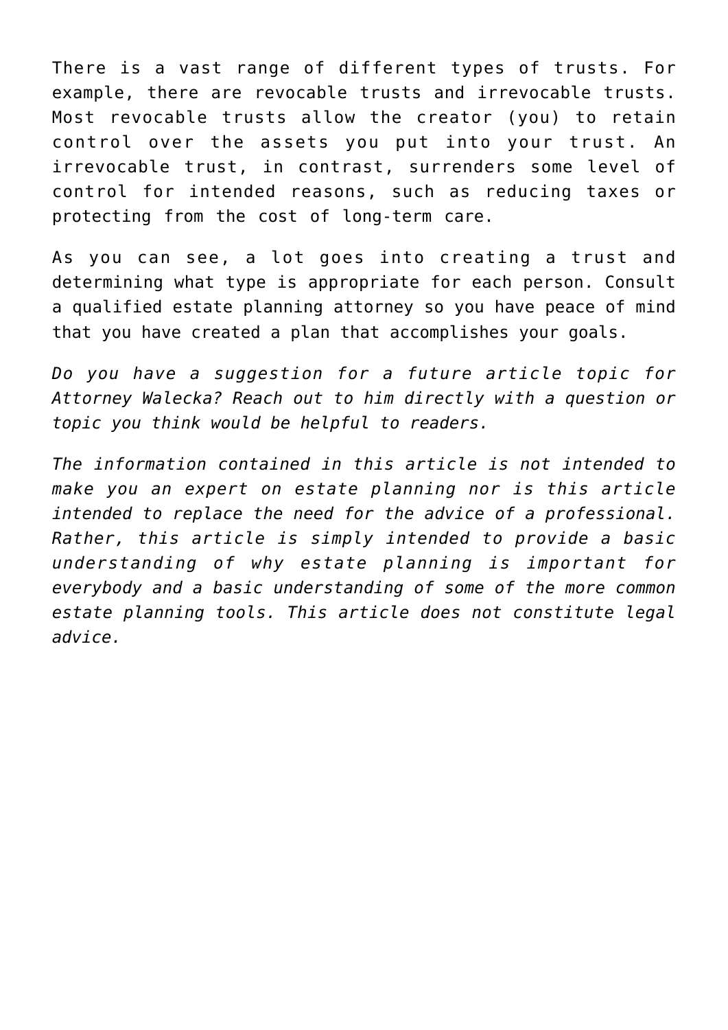There is a vast range of different types of trusts. For example, there are revocable trusts and irrevocable trusts. Most revocable trusts allow the creator (you) to retain control over the assets you put into your trust. An irrevocable trust, in contrast, surrenders some level of control for intended reasons, such as reducing taxes or protecting from the cost of long-term care.

As you can see, a lot goes into creating a trust and determining what type is appropriate for each person. Consult a qualified estate planning attorney so you have peace of mind that you have created a plan that accomplishes your goals.

*Do you have a suggestion for a future article topic for Attorney Walecka? Reach out to him directly with a question or topic you think would be helpful to readers.*

*The information contained in this article is not intended to make you an expert on estate planning nor is this article intended to replace the need for the advice of a professional. Rather, this article is simply intended to provide a basic understanding of why estate planning is important for everybody and a basic understanding of some of the more common estate planning tools. This article does not constitute legal advice.*